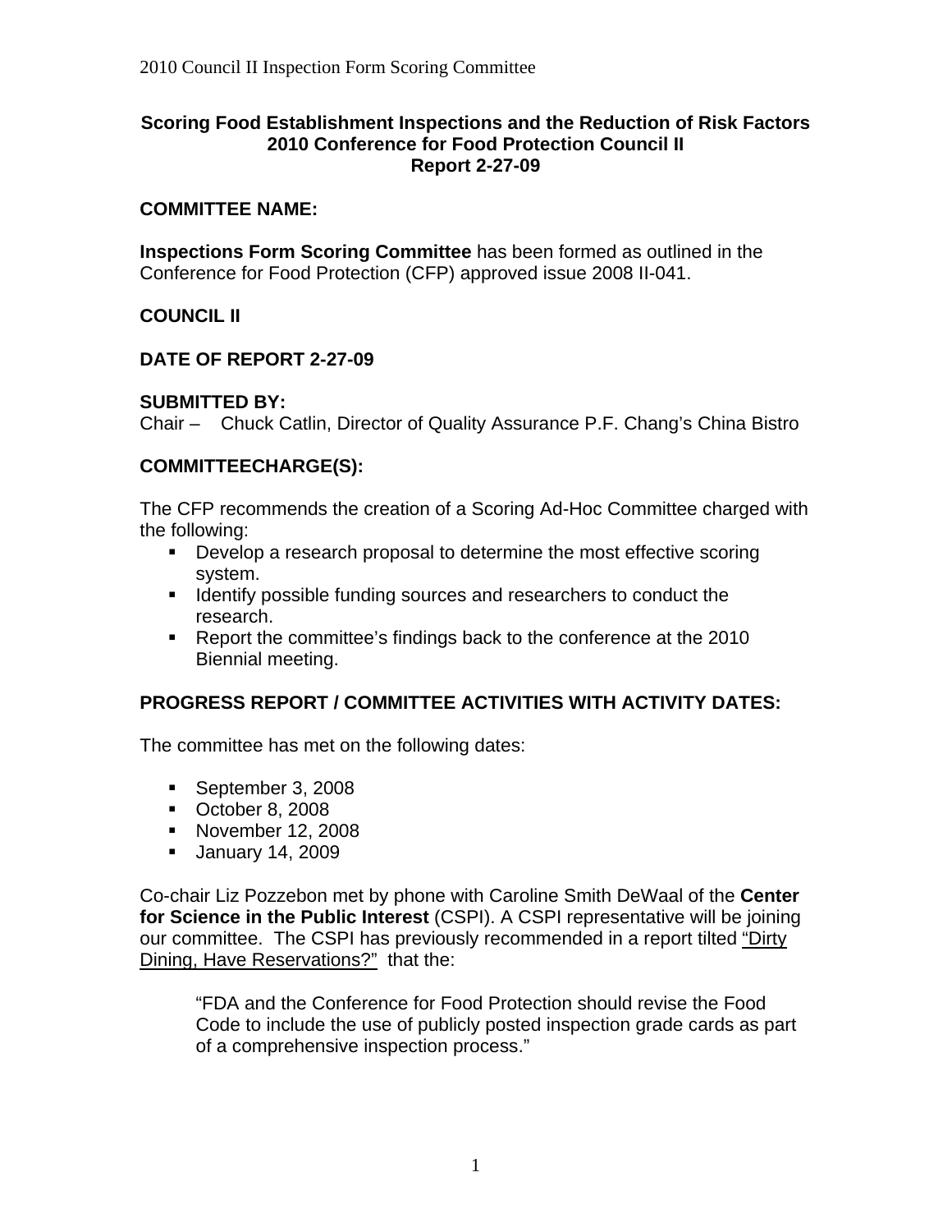## Scoring Food Establishment Inspections and the Reduction of Risk Factors
## 2010 Conference for Food Protection Council II
## Report 2-27-09

**COMMITTEE NAME:**

**Inspections Form Scoring Committee** has been formed as outlined in the Conference for Food Protection (CFP) approved issue 2008 II-041.

**COUNCIL II**

**DATE OF REPORT 2-27-09**

**SUBMITTED BY:**
Chair – Chuck Catlin, Director of Quality Assurance P.F. Chang's China Bistro

**COMMITTEECHARGE(S):**

The CFP recommends the creation of a Scoring Ad-Hoc Committee charged with the following:

- Develop a research proposal to determine the most effective scoring system.
- Identify possible funding sources and researchers to conduct the research.
- Report the committee's findings back to the conference at the 2010 Biennial meeting.

**PROGRESS REPORT / COMMITTEE ACTIVITIES WITH ACTIVITY DATES:**

The committee has met on the following dates:

- September 3, 2008
- October 8, 2008
- November 12, 2008
- January 14, 2009

Co-chair Liz Pozzebon met by phone with Caroline Smith DeWaal of the **Center for Science in the Public Interest** (CSPI). A CSPI representative will be joining our committee. The CSPI has previously recommended in a report tilted "Dirty Dining, Have Reservations?" that the:

> "FDA and the Conference for Food Protection should revise the Food Code to include the use of publicly posted inspection grade cards as part of a comprehensive inspection process."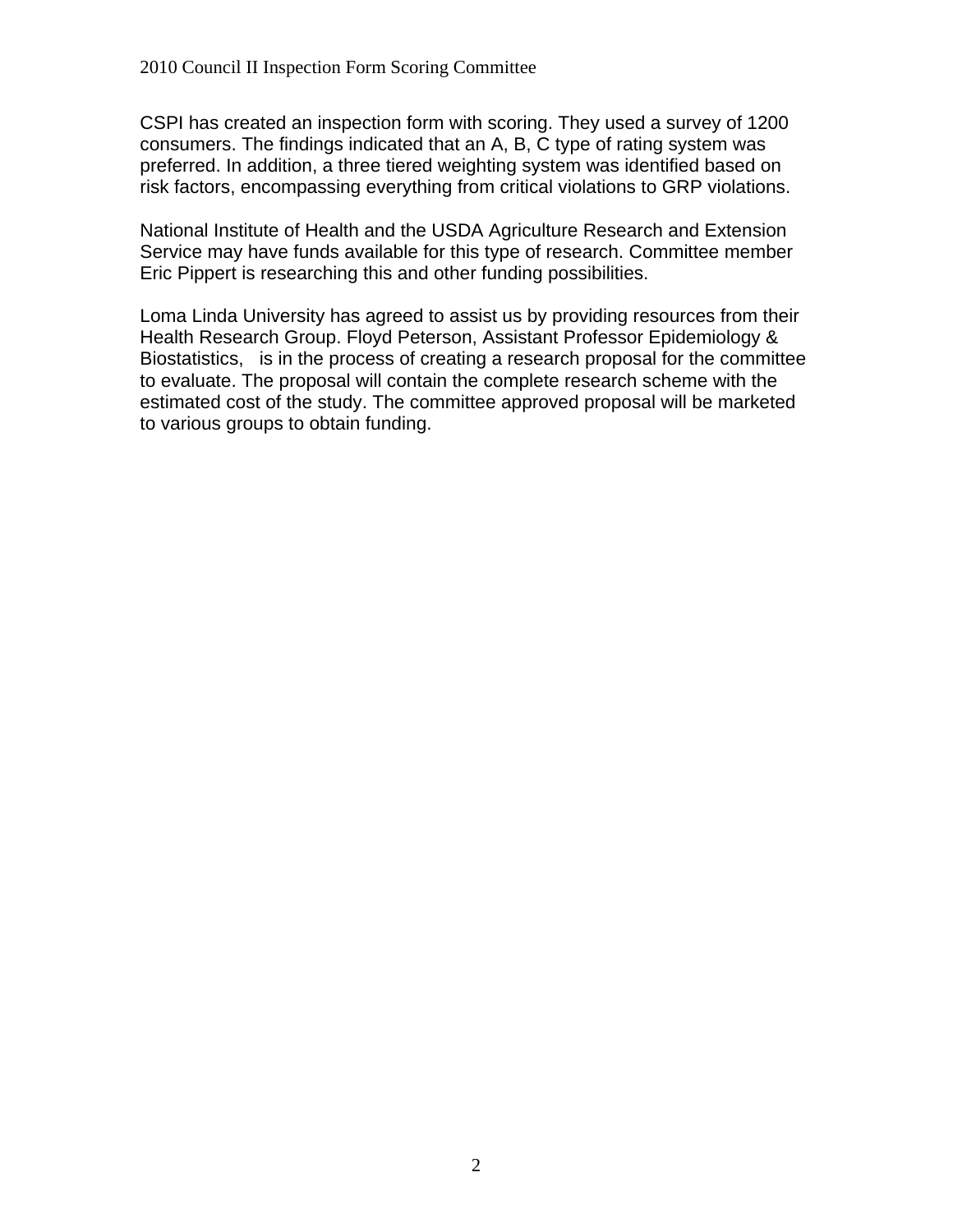CSPI has created an inspection form with scoring. They used a survey of 1200 consumers. The findings indicated that an A, B, C type of rating system was preferred. In addition, a three tiered weighting system was identified based on risk factors, encompassing everything from critical violations to GRP violations.

National Institute of Health and the USDA Agriculture Research and Extension Service may have funds available for this type of research. Committee member Eric Pippert is researching this and other funding possibilities.

Loma Linda University has agreed to assist us by providing resources from their Health Research Group. Floyd Peterson, Assistant Professor Epidemiology & Biostatistics, is in the process of creating a research proposal for the committee to evaluate. The proposal will contain the complete research scheme with the estimated cost of the study. The committee approved proposal will be marketed to various groups to obtain funding.